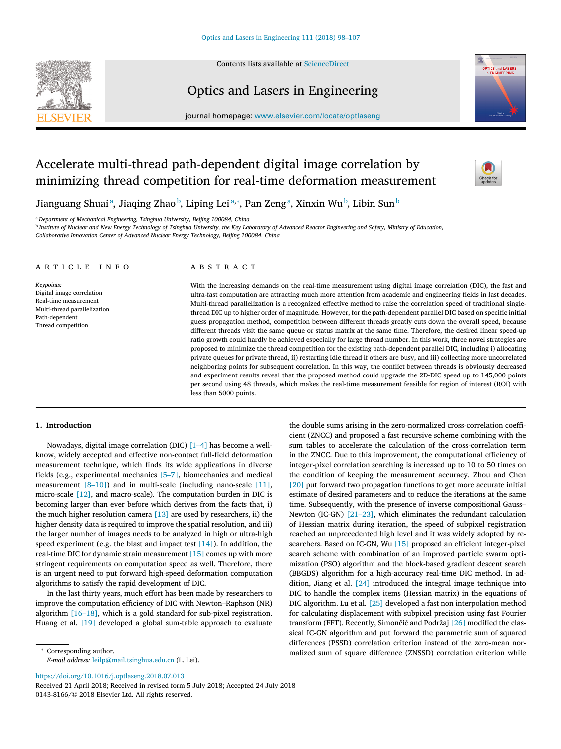# Accelerate multi-thread path-dependent digital image correlation by minimizing thread competition for real-time deformation measurement

Jianguang Shuai [a], Jiaqing Zhao [b], Liping Lei [a,*], Pan Zeng [a], Xinxin Wu [b], Libin Sun [b]

[a] Department of Mechanical Engineering, Tsinghua University, Beijing 100084, China

[b] Institute of Nuclear and New Energy Technology of Tsinghua University, the Key Laboratory of Advanced Reactor Engineering and Safety, Ministry of Education, Collaborative Innovation Center of Advanced Nuclear Energy Technology, Beijing 100084, China

## ARTICLE INFO

*Keypoints:*
Digital image correlation
Real-time measurement
Multi-thread parallelization
Path-dependent
Thread competition

## ABSTRACT

With the increasing demands on the real-time measurement using digital image correlation (DIC), the fast and ultra-fast computation are attracting much more attention from academic and engineering fields in last decades. Multi-thread parallelization is a recognized effective method to raise the correlation speed of traditional single-thread DIC up to higher order of magnitude. However, for the path-dependent parallel DIC based on specific initial guess propagation method, competition between different threads greatly cuts down the overall speed, because different threads visit the same queue or status matrix at the same time. Therefore, the desired linear speed-up ratio growth could hardly be achieved especially for large thread number. In this work, three novel strategies are proposed to minimize the thread competition for the existing path-dependent parallel DIC, including i) allocating private queues for private thread, ii) restarting idle thread if others are busy, and iii) collecting more uncorrelated neighboring points for subsequent correlation. In this way, the conflict between threads is obviously decreased and experiment results reveal that the proposed method could upgrade the 2D-DIC speed up to 145,000 points per second using 48 threads, which makes the real-time measurement feasible for region of interest (ROI) with less than 5000 points.

## 1. Introduction

Nowadays, digital image correlation (DIC) [1–4] has become a well-know, widely accepted and effective non-contact full-field deformation measurement technique, which finds its wide applications in diverse fields (e.g., experimental mechanics [5–7], biomechanics and medical measurement [8–10]) and in multi-scale (including nano-scale [11], micro-scale [12], and macro-scale). The computation burden in DIC is becoming larger than ever before which derives from the facts that, i) the much higher resolution camera [13] are used by researchers, ii) the higher density data is required to improve the spatial resolution, and iii) the larger number of images needs to be analyzed in high or ultra-high speed experiment (e.g. the blast and impact test [14]). In addition, the real-time DIC for dynamic strain measurement [15] comes up with more stringent requirements on computation speed as well. Therefore, there is an urgent need to put forward high-speed deformation computation algorithms to satisfy the rapid development of DIC.

In the last thirty years, much effort has been made by researchers to improve the computation efficiency of DIC with Newton–Raphson (NR) algorithm [16–18], which is a gold standard for sub-pixel registration. Huang et al. [19] developed a global sum-table approach to evaluate the double sums arising in the zero-normalized cross-correlation coefficient (ZNCC) and proposed a fast recursive scheme combining with the sum tables to accelerate the calculation of the cross-correlation term in the ZNCC. Due to this improvement, the computational efficiency of integer-pixel correlation searching is increased up to 10 to 50 times on the condition of keeping the measurement accuracy. Zhou and Chen [20] put forward two propagation functions to get more accurate initial estimate of desired parameters and to reduce the iterations at the same time. Subsequently, with the presence of inverse compositional Gauss–Newton (IC-GN) [21–23], which eliminates the redundant calculation of Hessian matrix during iteration, the speed of subpixel registration reached an unprecedented high level and it was widely adopted by researchers. Based on IC-GN, Wu [15] proposed an efficient integer-pixel search scheme with combination of an improved particle swarm optimization (PSO) algorithm and the block-based gradient descent search (BBGDS) algorithm for a high-accuracy real-time DIC method. In addition, Jiang et al. [24] introduced the integral image technique into DIC to handle the complex items (Hessian matrix) in the equations of DIC algorithm. Lu et al. [25] developed a fast non interpolation method for calculating displacement with subpixel precision using fast Fourier transform (FFT). Recently, Simončič and Podržaj [26] modified the classical IC-GN algorithm and put forward the parametric sum of squared differences (PSSD) correlation criterion instead of the zero-mean normalized sum of square difference (ZNSSD) correlation criterion while

* Corresponding author.
*E-mail address:* leilp@mail.tsinghua.edu.cn (L. Lei).

https://doi.org/10.1016/j.optlaseng.2018.07.013
Received 21 April 2018; Received in revised form 5 July 2018; Accepted 24 July 2018
0143-8166/© 2018 Elsevier Ltd. All rights reserved.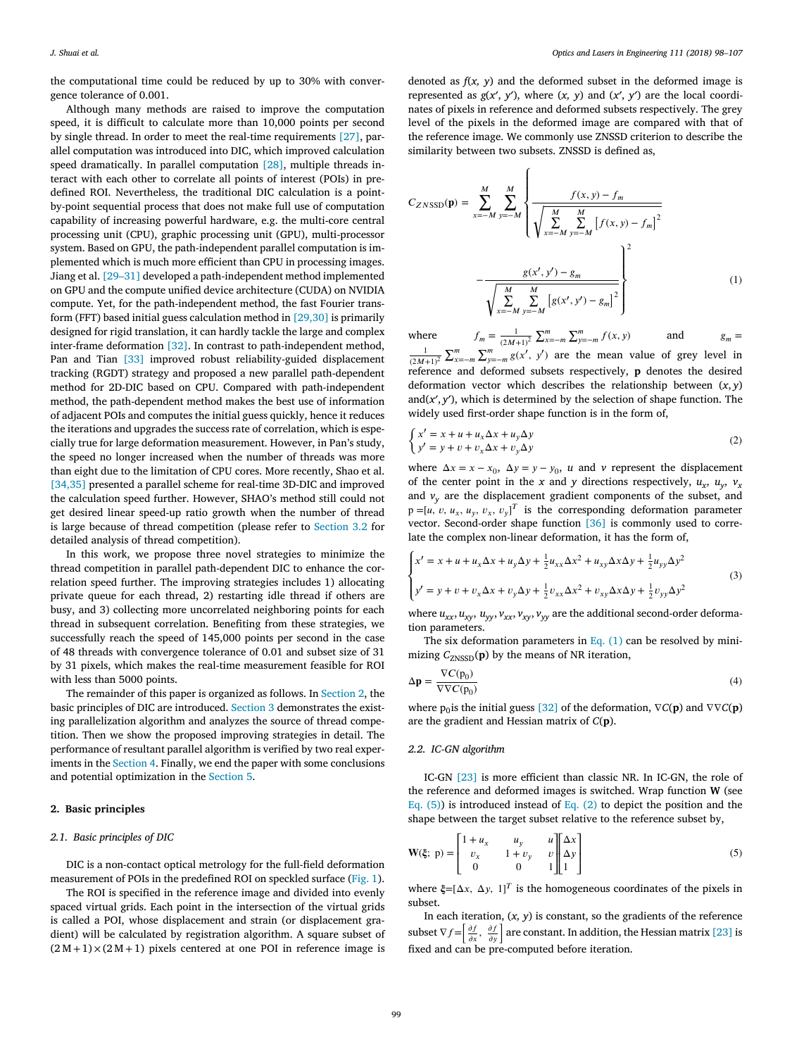the computational time could be reduced by up to 30% with convergence tolerance of 0.001.

Although many methods are raised to improve the computation speed, it is difficult to calculate more than 10,000 points per second by single thread. In order to meet the real-time requirements [27], parallel computation was introduced into DIC, which improved calculation speed dramatically. In parallel computation [28], multiple threads interact with each other to correlate all points of interest (POIs) in predefined ROI. Nevertheless, the traditional DIC calculation is a point-by-point sequential process that does not make full use of computation capability of increasing powerful hardware, e.g. the multi-core central processing unit (CPU), graphic processing unit (GPU), multi-processor system. Based on GPU, the path-independent parallel computation is implemented which is much more efficient than CPU in processing images. Jiang et al. [29–31] developed a path-independent method implemented on GPU and the compute unified device architecture (CUDA) on NVIDIA compute. Yet, for the path-independent method, the fast Fourier transform (FFT) based initial guess calculation method in [29,30] is primarily designed for rigid translation, it can hardly tackle the large and complex inter-frame deformation [32]. In contrast to path-independent method, Pan and Tian [33] improved reliability-guided displacement tracking (RGDT) strategy and proposed a new parallel path-dependent method for 2D-DIC based on CPU. Compared with path-independent method, the path-dependent method makes the best use of information of adjacent POIs and computes the initial guess quickly, hence it reduces the iterations and upgrades the success rate of correlation, which is especially true for large deformation measurement. However, in Pan's study, the speed no longer increased when the number of threads was more than eight due to the limitation of CPU cores. More recently, Shao et al. [34,35] presented a parallel scheme for real-time 3D-DIC and improved the calculation speed further. However, SHAO's method still could not get desired linear speed-up ratio growth when the number of thread is large because of thread competition (please refer to Section 3.2 for detailed analysis of thread competition).

In this work, we propose three novel strategies to minimize the thread competition in parallel path-dependent DIC to enhance the correlation speed further. The improving strategies includes 1) allocating private queue for each thread, 2) restarting idle thread if others are busy, and 3) collecting more uncorrelated neighboring points for each thread in subsequent correlation. Benefiting from these strategies, we successfully reach the speed of 145,000 points per second in the case of 48 threads with convergence tolerance of 0.01 and subset size of 31 by 31 pixels, which makes the real-time measurement feasible for ROI with less than 5000 points.

The remainder of this paper is organized as follows. In Section 2, the basic principles of DIC are introduced. Section 3 demonstrates the existing parallelization algorithm and analyzes the source of thread competition. Then we show the proposed improving strategies in detail. The performance of resultant parallel algorithm is verified by two real experiments in the Section 4. Finally, we end the paper with some conclusions and potential optimization in the Section 5.

## 2. Basic principles

### 2.1. Basic principles of DIC

DIC is a non-contact optical metrology for the full-field deformation measurement of POIs in the predefined ROI on speckled surface (Fig. 1).

The ROI is specified in the reference image and divided into evenly spaced virtual grids. Each point in the intersection of the virtual grids is called a POI, whose displacement and strain (or displacement gradient) will be calculated by registration algorithm. A square subset of $(2M+1)\times(2M+1)$ pixels centered at one POI in reference image is denoted as $f(x, y)$ and the deformed subset in the deformed image is represented as $g(x', y')$, where $(x, y)$ and $(x', y')$ are the local coordinates of pixels in reference and deformed subsets respectively. The grey level of the pixels in the deformed image are compared with that of the reference image. We commonly use ZNSSD criterion to describe the similarity between two subsets. ZNSSD is defined as,

$$C_{ZNSSD}(\mathbf{p}) = \sum_{x=-M}^{M}\sum_{y=-M}^{M}\left\{\frac{f(x,y)-f_m}{\sqrt{\sum_{x=-M}^{M}\sum_{y=-M}^{M}\left[f(x,y)-f_m\right]^2}} - \frac{g(x',y')-g_m}{\sqrt{\sum_{x=-M}^{M}\sum_{y=-M}^{M}\left[g(x',y')-g_m\right]^2}}\right\}^2 \tag{1}$$

where $f_m = \frac{1}{(2M+1)^2}\sum_{x=-m}^{m}\sum_{y=-m}^{m} f(x,y)$ and $g_m = \frac{1}{(2M+1)^2}\sum_{x=-m}^{m}\sum_{y=-m}^{m} g(x',\ y')$ are the mean value of grey level in reference and deformed subsets respectively, $\mathbf{p}$ denotes the desired deformation vector which describes the relationship between $(x, y)$ and$(x', y')$, which is determined by the selection of shape function. The widely used first-order shape function is in the form of,

$$\begin{cases} x' = x + u + u_x\Delta x + u_y\Delta y \\ y' = y + v + v_x\Delta x + v_y\Delta y \end{cases} \tag{2}$$

where $\Delta x = x - x_0$, $\Delta y = y - y_0$, $u$ and $v$ represent the displacement of the center point in the $x$ and $y$ directions respectively, $u_x$, $u_y$, $v_x$ and $v_y$ are the displacement gradient components of the subset, and $\mathrm{p} = [u,\ v,\ u_x,\ u_y,\ v_x,\ v_y]^T$ is the corresponding deformation parameter vector. Second-order shape function [36] is commonly used to correlate the complex non-linear deformation, it has the form of,

$$\begin{cases} x' = x + u + u_x\Delta x + u_y\Delta y + \frac{1}{2}u_{xx}\Delta x^2 + u_{xy}\Delta x\Delta y + \frac{1}{2}u_{yy}\Delta y^2 \\ y' = y + v + v_x\Delta x + v_y\Delta y + \frac{1}{2}v_{xx}\Delta x^2 + v_{xy}\Delta x\Delta y + \frac{1}{2}v_{yy}\Delta y^2 \end{cases} \tag{3}$$

where $u_{xx}, u_{xy}, u_{yy}, v_{xx}, v_{xy}, v_{yy}$ are the additional second-order deformation parameters.

The six deformation parameters in Eq. (1) can be resolved by minimizing $C_{\mathrm{ZNSSD}}(\mathbf{p})$ by the means of NR iteration,

$$\Delta\mathbf{p} = \frac{\nabla C(\mathrm{p}_0)}{\nabla\nabla C(\mathrm{p}_0)} \tag{4}$$

where $\mathrm{p}_0$is the initial guess [32] of the deformation, $\nabla C(\mathbf{p})$ and $\nabla\nabla C(\mathbf{p})$ are the gradient and Hessian matrix of $C(\mathbf{p})$.

### 2.2. IC-GN algorithm

IC-GN [23] is more efficient than classic NR. In IC-GN, the role of the reference and deformed images is switched. Wrap function $\mathbf{W}$ (see Eq. (5)) is introduced instead of Eq. (2) to depict the position and the shape between the target subset relative to the reference subset by,

$$\mathbf{W}(\boldsymbol{\xi};\ \mathrm{p}) = \begin{bmatrix} 1+u_x & u_y & u \\ v_x & 1+v_y & v \\ 0 & 0 & 1 \end{bmatrix}\begin{bmatrix} \Delta x \\ \Delta y \\ 1 \end{bmatrix} \tag{5}$$

where $\boldsymbol{\xi}=[\Delta x,\ \Delta y,\ 1]^T$ is the homogeneous coordinates of the pixels in subset.

In each iteration, $(x, y)$ is constant, so the gradients of the reference subset $\nabla f = \left[\frac{\partial f}{\partial x},\ \frac{\partial f}{\partial y}\right]$ are constant. In addition, the Hessian matrix [23] is fixed and can be pre-computed before iteration.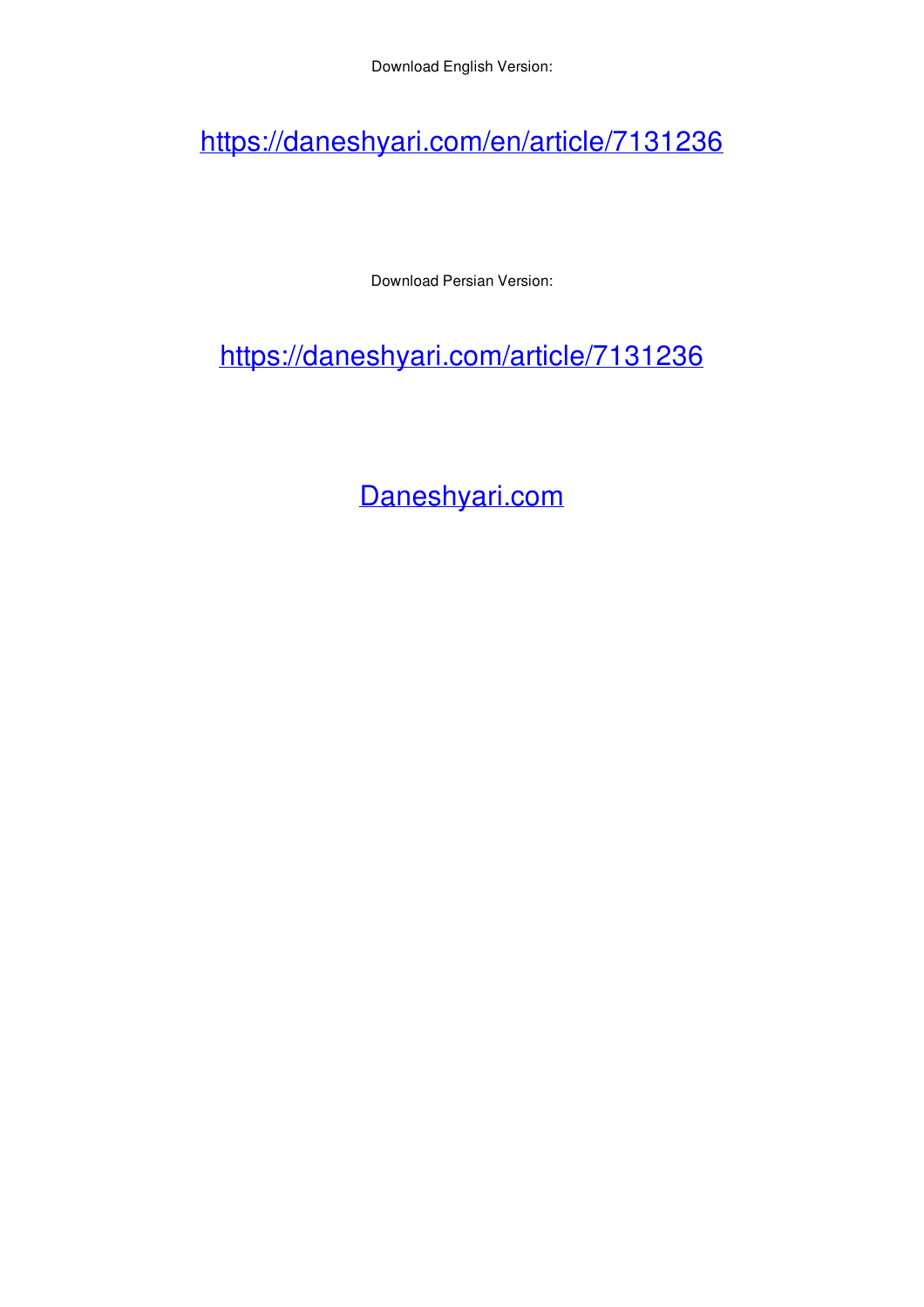Download English Version:

https://daneshyari.com/en/article/7131236

Download Persian Version:

https://daneshyari.com/article/7131236

Daneshyari.com